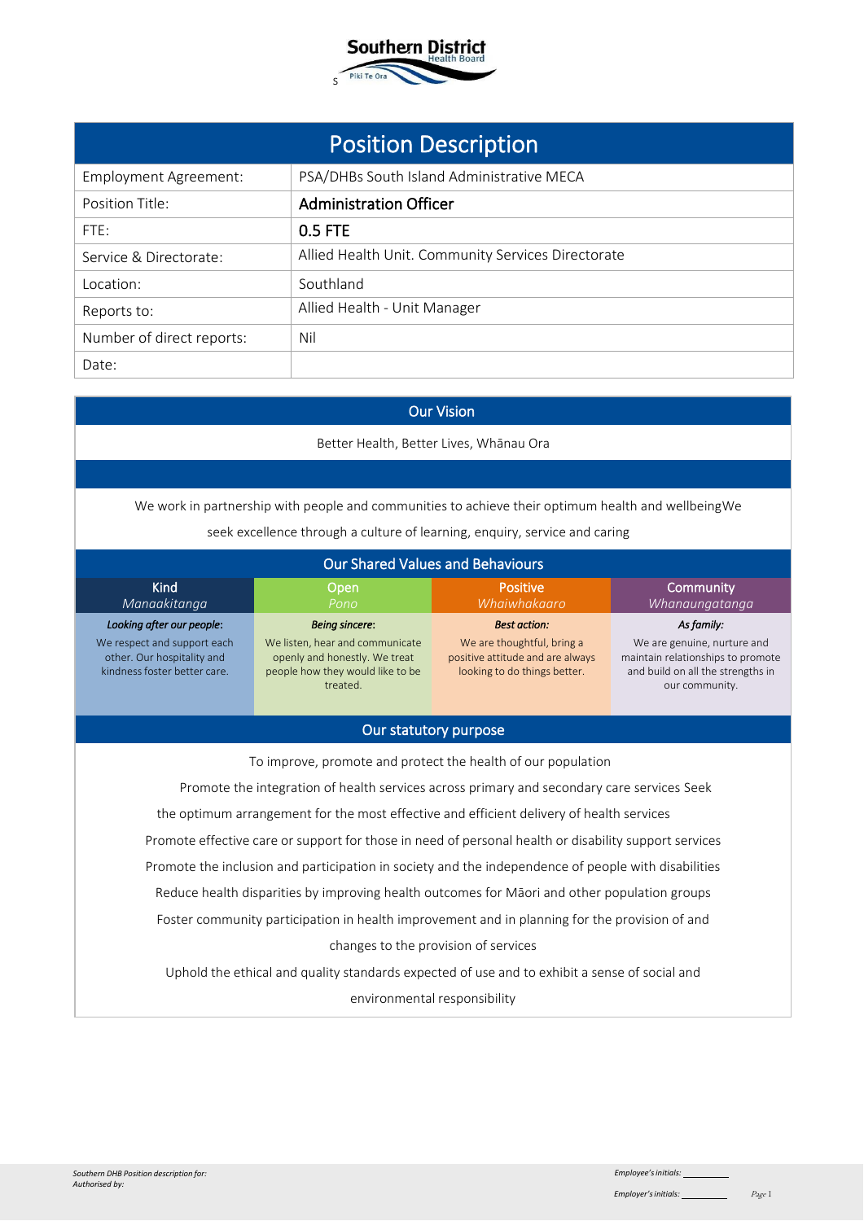# Position Description

| Employment Agreement: | PSA/DHBs South Island Administrative MECA |
|---|---|
| Position Title: | **Administration Officer** |
| FTE: | **0.5 FTE** |
| Service & Directorate: | Allied Health Unit. Community Services Directorate |
| Location: | Southland |
| Reports to: | Allied Health - Unit Manager |
| Number of direct reports: | Nil |
| Date: | |

## Our Vision

Better Health, Better Lives, Whānau Ora

We work in partnership with people and communities to achieve their optimum health and wellbeingWe seek excellence through a culture of learning, enquiry, service and caring

## Our Shared Values and Behaviours

| Kind *Manaakitanga* | Open *Pono* | Positive *Whaiwhakaaro* | Community *Whanaungatanga* |
|---|---|---|---|
| ***Looking after our people:*** We respect and support each other. Our hospitality and kindness foster better care. | ***Being sincere:*** We listen, hear and communicate openly and honestly. We treat people how they would like to be treated. | ***Best action:*** We are thoughtful, bring a positive attitude and are always looking to do things better. | ***As family:*** We are genuine, nurture and maintain relationships to promote and build on all the strengths in our community. |

## Our statutory purpose

To improve, promote and protect the health of our population

Promote the integration of health services across primary and secondary care services Seek the optimum arrangement for the most effective and efficient delivery of health services

Promote effective care or support for those in need of personal health or disability support services

Promote the inclusion and participation in society and the independence of people with disabilities

Reduce health disparities by improving health outcomes for Māori and other population groups

Foster community participation in health improvement and in planning for the provision of and changes to the provision of services

Uphold the ethical and quality standards expected of use and to exhibit a sense of social and environmental responsibility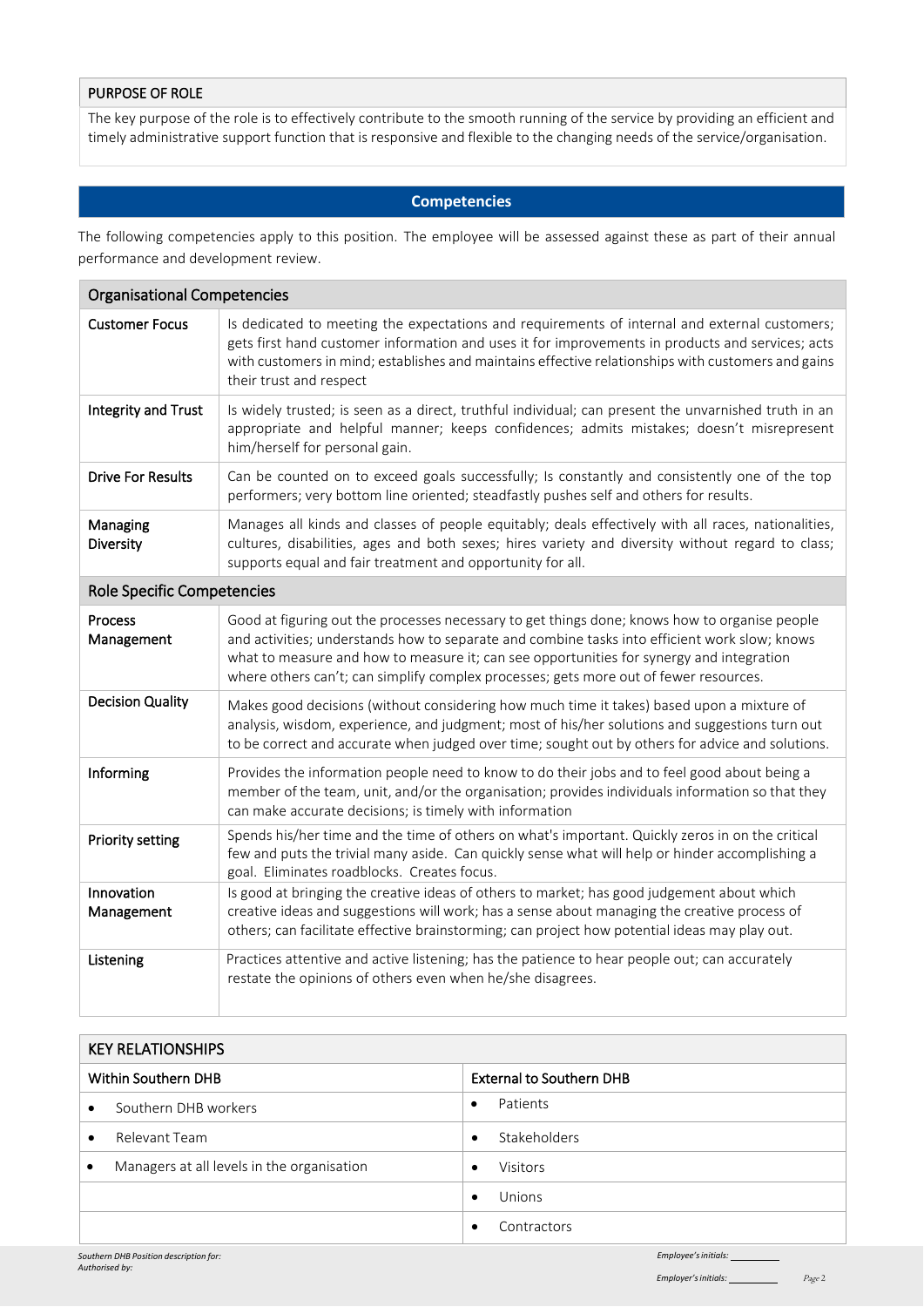## PURPOSE OF ROLE

The key purpose of the role is to effectively contribute to the smooth running of the service by providing an efficient and timely administrative support function that is responsive and flexible to the changing needs of the service/organisation.

## Competencies

The following competencies apply to this position. The employee will be assessed against these as part of their annual performance and development review.

| Organisational Competencies | |
|---|---|
| Customer Focus | Is dedicated to meeting the expectations and requirements of internal and external customers; gets first hand customer information and uses it for improvements in products and services; acts with customers in mind; establishes and maintains effective relationships with customers and gains their trust and respect |
| Integrity and Trust | Is widely trusted; is seen as a direct, truthful individual; can present the unvarnished truth in an appropriate and helpful manner; keeps confidences; admits mistakes; doesn't misrepresent him/herself for personal gain. |
| Drive For Results | Can be counted on to exceed goals successfully; Is constantly and consistently one of the top performers; very bottom line oriented; steadfastly pushes self and others for results. |
| Managing Diversity | Manages all kinds and classes of people equitably; deals effectively with all races, nationalities, cultures, disabilities, ages and both sexes; hires variety and diversity without regard to class; supports equal and fair treatment and opportunity for all. |
| **Role Specific Competencies** | |
| Process Management | Good at figuring out the processes necessary to get things done; knows how to organise people and activities; understands how to separate and combine tasks into efficient work slow; knows what to measure and how to measure it; can see opportunities for synergy and integration where others can't; can simplify complex processes; gets more out of fewer resources. |
| Decision Quality | Makes good decisions (without considering how much time it takes) based upon a mixture of analysis, wisdom, experience, and judgment; most of his/her solutions and suggestions turn out to be correct and accurate when judged over time; sought out by others for advice and solutions. |
| Informing | Provides the information people need to know to do their jobs and to feel good about being a member of the team, unit, and/or the organisation; provides individuals information so that they can make accurate decisions; is timely with information |
| Priority setting | Spends his/her time and the time of others on what's important. Quickly zeros in on the critical few and puts the trivial many aside. Can quickly sense what will help or hinder accomplishing a goal. Eliminates roadblocks. Creates focus. |
| Innovation Management | Is good at bringing the creative ideas of others to market; has good judgement about which creative ideas and suggestions will work; has a sense about managing the creative process of others; can facilitate effective brainstorming; can project how potential ideas may play out. |
| Listening | Practices attentive and active listening; has the patience to hear people out; can accurately restate the opinions of others even when he/she disagrees. |

## KEY RELATIONSHIPS

| Within Southern DHB | External to Southern DHB |
|---|---|
| • Southern DHB workers | • Patients |
| • Relevant Team | • Stakeholders |
| • Managers at all levels in the organisation | • Visitors |
| | • Unions |
| | • Contractors |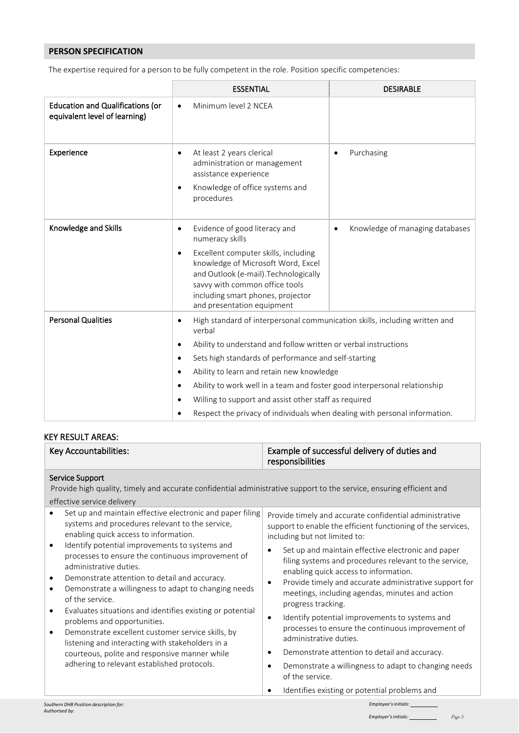## PERSON SPECIFICATION

The expertise required for a person to be fully competent in the role. Position specific competencies:

| | ESSENTIAL | DESIRABLE |
|---|---|---|
| **Education and Qualifications (or equivalent level of learning)** | • Minimum level 2 NCEA | |
| **Experience** | • At least 2 years clerical administration or management assistance experience<br>• Knowledge of office systems and procedures | • Purchasing |
| **Knowledge and Skills** | • Evidence of good literacy and numeracy skills<br>• Excellent computer skills, including knowledge of Microsoft Word, Excel and Outlook (e-mail).Technologically savvy with common office tools including smart phones, projector and presentation equipment | • Knowledge of managing databases |
| **Personal Qualities** | • High standard of interpersonal communication skills, including written and verbal<br>• Ability to understand and follow written or verbal instructions<br>• Sets high standards of performance and self-starting<br>• Ability to learn and retain new knowledge<br>• Ability to work well in a team and foster good interpersonal relationship<br>• Willing to support and assist other staff as required<br>• Respect the privacy of individuals when dealing with personal information. | |

## KEY RESULT AREAS:

| Key Accountabilities: | Example of successful delivery of duties and responsibilities |
|---|---|
| **Service Support**<br>Provide high quality, timely and accurate confidential administrative support to the service, ensuring efficient and effective service delivery | |
| • Set up and maintain effective electronic and paper filing systems and procedures relevant to the service, enabling quick access to information.<br>• Identify potential improvements to systems and processes to ensure the continuous improvement of administrative duties.<br>• Demonstrate attention to detail and accuracy.<br>• Demonstrate a willingness to adapt to changing needs of the service.<br>• Evaluates situations and identifies existing or potential problems and opportunities.<br>• Demonstrate excellent customer service skills, by listening and interacting with stakeholders in a courteous, polite and responsive manner while adhering to relevant established protocols. | Provide timely and accurate confidential administrative support to enable the efficient functioning of the services, including but not limited to:<br>• Set up and maintain effective electronic and paper filing systems and procedures relevant to the service, enabling quick access to information.<br>• Provide timely and accurate administrative support for meetings, including agendas, minutes and action progress tracking.<br>• Identify potential improvements to systems and processes to ensure the continuous improvement of administrative duties.<br>• Demonstrate attention to detail and accuracy.<br>• Demonstrate a willingness to adapt to changing needs of the service.<br>• Identifies existing or potential problems and |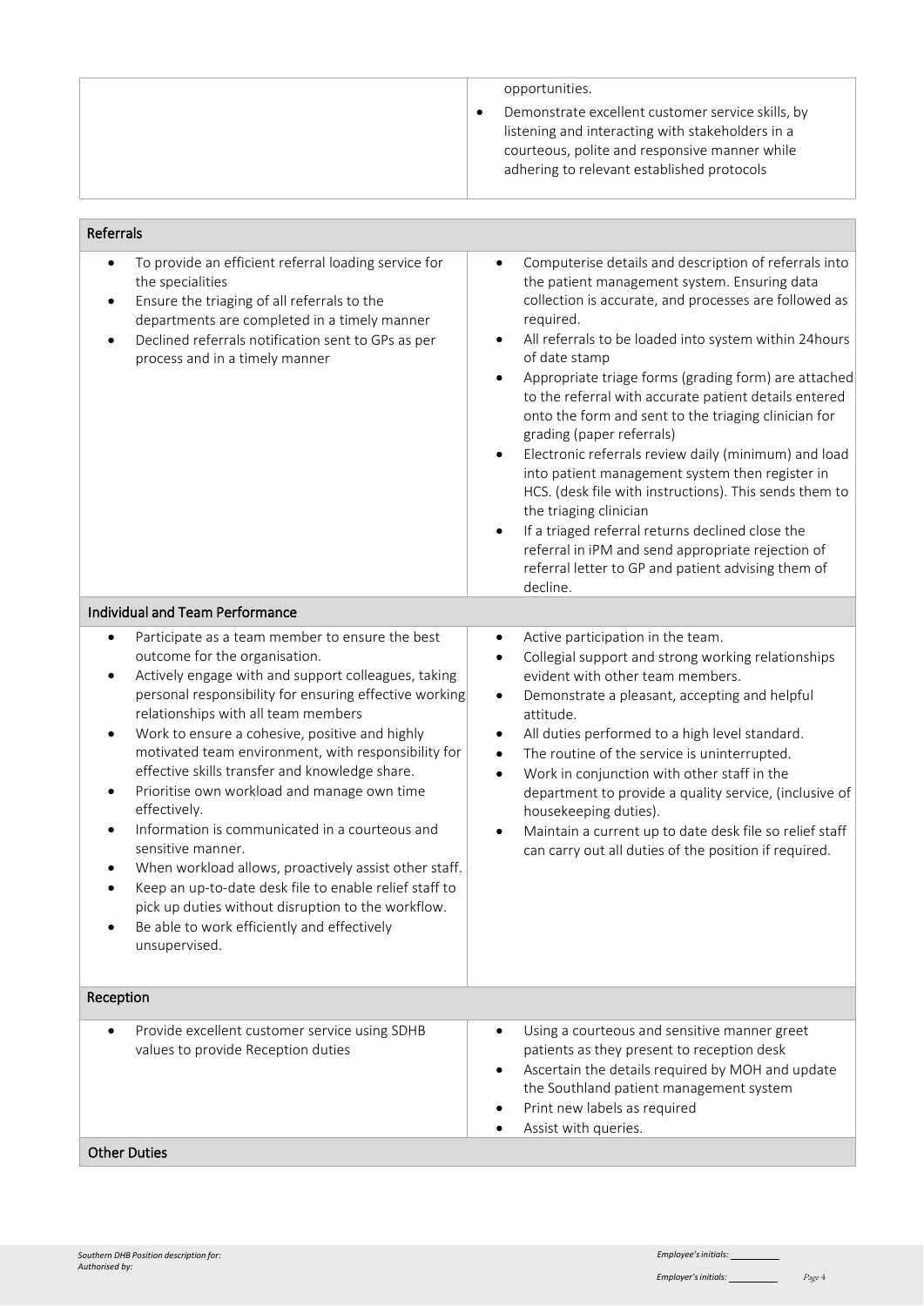| | |
|---|---|
| | opportunities.<br>• Demonstrate excellent customer service skills, by listening and interacting with stakeholders in a courteous, polite and responsive manner while adhering to relevant established protocols |

| **Referrals** | |
|---|---|
| • To provide an efficient referral loading service for the specialities<br>• Ensure the triaging of all referrals to the departments are completed in a timely manner<br>• Declined referrals notification sent to GPs as per process and in a timely manner | • Computerise details and description of referrals into the patient management system. Ensuring data collection is accurate, and processes are followed as required.<br>• All referrals to be loaded into system within 24hours of date stamp<br>• Appropriate triage forms (grading form) are attached to the referral with accurate patient details entered onto the form and sent to the triaging clinician for grading (paper referrals)<br>• Electronic referrals review daily (minimum) and load into patient management system then register in HCS. (desk file with instructions). This sends them to the triaging clinician<br>• If a triaged referral returns declined close the referral in iPM and send appropriate rejection of referral letter to GP and patient advising them of decline. |
| **Individual and Team Performance** | |
| • Participate as a team member to ensure the best outcome for the organisation.<br>• Actively engage with and support colleagues, taking personal responsibility for ensuring effective working relationships with all team members<br>• Work to ensure a cohesive, positive and highly motivated team environment, with responsibility for effective skills transfer and knowledge share.<br>• Prioritise own workload and manage own time effectively.<br>• Information is communicated in a courteous and sensitive manner.<br>• When workload allows, proactively assist other staff.<br>• Keep an up-to-date desk file to enable relief staff to pick up duties without disruption to the workflow.<br>• Be able to work efficiently and effectively unsupervised. | • Active participation in the team.<br>• Collegial support and strong working relationships evident with other team members.<br>• Demonstrate a pleasant, accepting and helpful attitude.<br>• All duties performed to a high level standard.<br>• The routine of the service is uninterrupted.<br>• Work in conjunction with other staff in the department to provide a quality service, (inclusive of housekeeping duties).<br>• Maintain a current up to date desk file so relief staff can carry out all duties of the position if required. |
| **Reception** | |
| • Provide excellent customer service using SDHB values to provide Reception duties | • Using a courteous and sensitive manner greet patients as they present to reception desk<br>• Ascertain the details required by MOH and update the Southland patient management system<br>• Print new labels as required<br>• Assist with queries. |
| **Other Duties** | |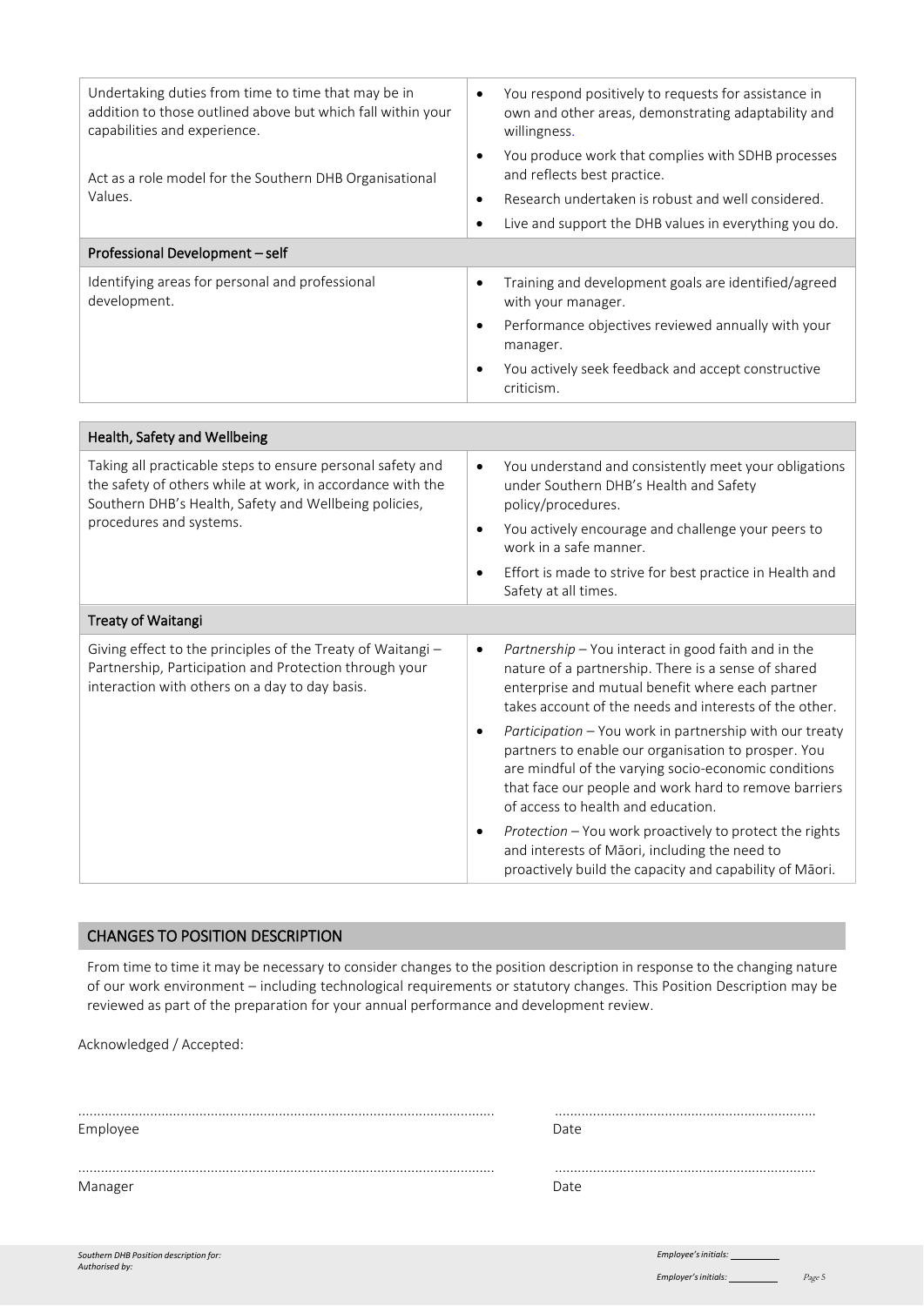| | |
|---|---|
| Undertaking duties from time to time that may be in addition to those outlined above but which fall within your capabilities and experience.<br><br>Act as a role model for the Southern DHB Organisational Values. | • You respond positively to requests for assistance in own and other areas, demonstrating adaptability and willingness.<br>• You produce work that complies with SDHB processes and reflects best practice.<br>• Research undertaken is robust and well considered.<br>• Live and support the DHB values in everything you do. |
| **Professional Development – self** | |
| Identifying areas for personal and professional development. | • Training and development goals are identified/agreed with your manager.<br>• Performance objectives reviewed annually with your manager.<br>• You actively seek feedback and accept constructive criticism. |

| Health, Safety and Wellbeing | |
|---|---|
| Taking all practicable steps to ensure personal safety and the safety of others while at work, in accordance with the Southern DHB's Health, Safety and Wellbeing policies, procedures and systems. | • You understand and consistently meet your obligations under Southern DHB's Health and Safety policy/procedures.<br>• You actively encourage and challenge your peers to work in a safe manner.<br>• Effort is made to strive for best practice in Health and Safety at all times. |
| **Treaty of Waitangi** | |
| Giving effect to the principles of the Treaty of Waitangi – Partnership, Participation and Protection through your interaction with others on a day to day basis. | • *Partnership* – You interact in good faith and in the nature of a partnership. There is a sense of shared enterprise and mutual benefit where each partner takes account of the needs and interests of the other.<br>• *Participation* – You work in partnership with our treaty partners to enable our organisation to prosper. You are mindful of the varying socio-economic conditions that face our people and work hard to remove barriers of access to health and education.<br>• *Protection* – You work proactively to protect the rights and interests of Māori, including the need to proactively build the capacity and capability of Māori. |

## CHANGES TO POSITION DESCRIPTION

From time to time it may be necessary to consider changes to the position description in response to the changing nature of our work environment – including technological requirements or statutory changes. This Position Description may be reviewed as part of the preparation for your annual performance and development review.

Acknowledged / Accepted:

............................................................................................................ ....................................................................

Employee Date

............................................................................................................ ....................................................................

Manager Date

*Southern DHB Position description for:*
*Authorised by:*

*Employee's initials:* ________
*Employer's initials:* ________